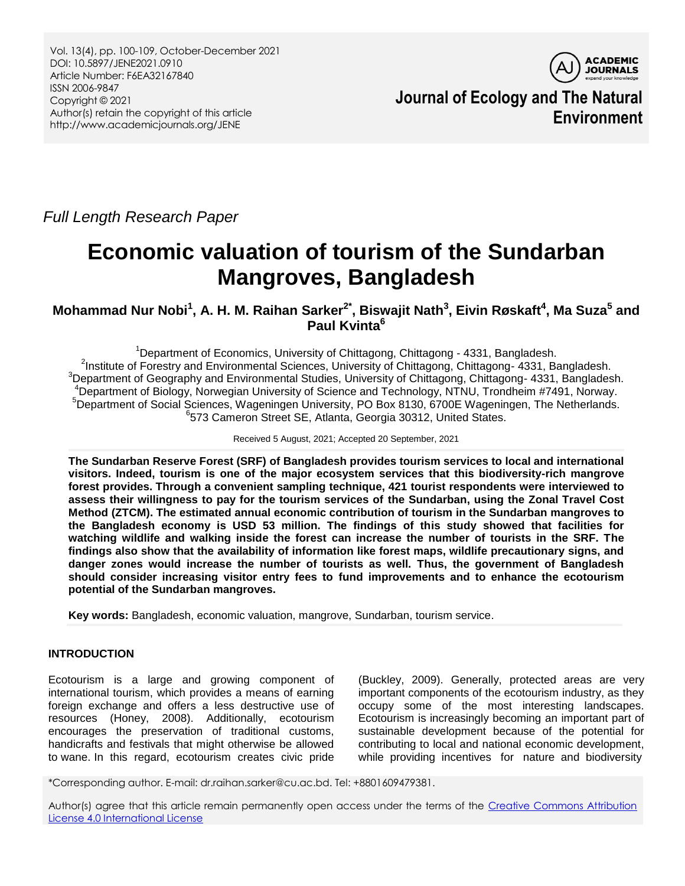*Full Length Research Paper*

# Economic valuation of tourism of the Sundarban Mangroves, Bangladesh

**Mohammad Nur Nobi[1], A. H. M. Raihan Sarker[2*], Biswajit Nath[3], Eivin Røskaft[4], Ma Suza[5] and Paul Kvinta[6]**

[1]Department of Economics, University of Chittagong, Chittagong - 4331, Bangladesh.
[2]Institute of Forestry and Environmental Sciences, University of Chittagong, Chittagong- 4331, Bangladesh.
[3]Department of Geography and Environmental Studies, University of Chittagong, Chittagong- 4331, Bangladesh.
[4]Department of Biology, Norwegian University of Science and Technology, NTNU, Trondheim #7491, Norway.
[5]Department of Social Sciences, Wageningen University, PO Box 8130, 6700E Wageningen, The Netherlands.
[6]573 Cameron Street SE, Atlanta, Georgia 30312, United States.

Received 5 August, 2021; Accepted 20 September, 2021

**The Sundarban Reserve Forest (SRF) of Bangladesh provides tourism services to local and international visitors. Indeed, tourism is one of the major ecosystem services that this biodiversity-rich mangrove forest provides. Through a convenient sampling technique, 421 tourist respondents were interviewed to assess their willingness to pay for the tourism services of the Sundarban, using the Zonal Travel Cost Method (ZTCM). The estimated annual economic contribution of tourism in the Sundarban mangroves to the Bangladesh economy is USD 53 million. The findings of this study showed that facilities for watching wildlife and walking inside the forest can increase the number of tourists in the SRF. The findings also show that the availability of information like forest maps, wildlife precautionary signs, and danger zones would increase the number of tourists as well. Thus, the government of Bangladesh should consider increasing visitor entry fees to fund improvements and to enhance the ecotourism potential of the Sundarban mangroves.**

**Key words:** Bangladesh, economic valuation, mangrove, Sundarban, tourism service.

## INTRODUCTION

Ecotourism is a large and growing component of international tourism, which provides a means of earning foreign exchange and offers a less destructive use of resources (Honey, 2008). Additionally, ecotourism encourages the preservation of traditional customs, handicrafts and festivals that might otherwise be allowed to wane. In this regard, ecotourism creates civic pride (Buckley, 2009). Generally, protected areas are very important components of the ecotourism industry, as they occupy some of the most interesting landscapes. Ecotourism is increasingly becoming an important part of sustainable development because of the potential for contributing to local and national economic development, while providing incentives for nature and biodiversity

*Corresponding author. E-mail: dr.raihan.sarker@cu.ac.bd. Tel: +8801609479381.

Author(s) agree that this article remain permanently open access under the terms of the Creative Commons Attribution License 4.0 International License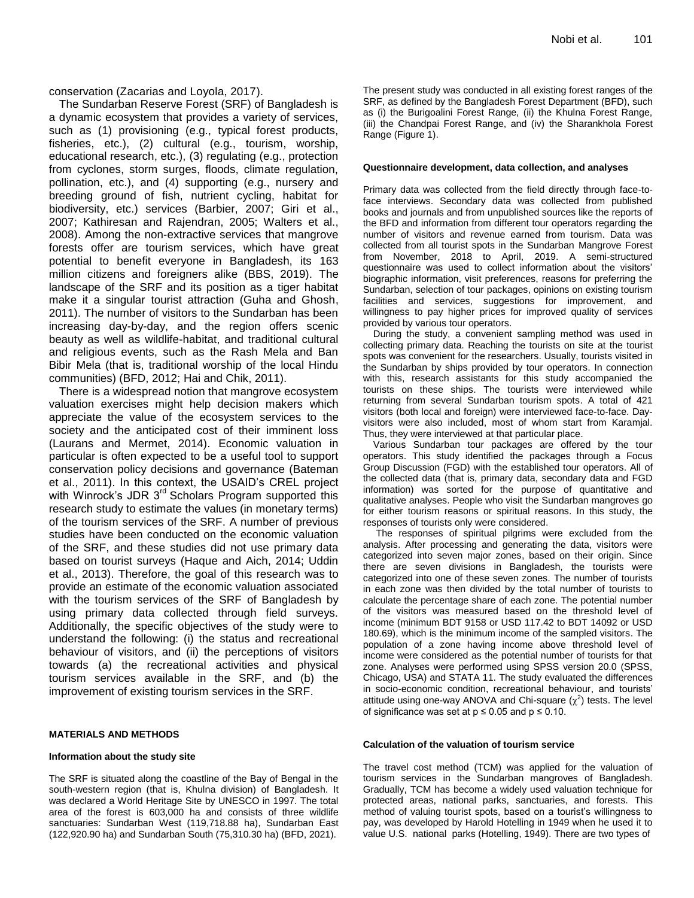conservation (Zacarias and Loyola, 2017).

The Sundarban Reserve Forest (SRF) of Bangladesh is a dynamic ecosystem that provides a variety of services, such as (1) provisioning (e.g., typical forest products, fisheries, etc.), (2) cultural (e.g., tourism, worship, educational research, etc.), (3) regulating (e.g., protection from cyclones, storm surges, floods, climate regulation, pollination, etc.), and (4) supporting (e.g., nursery and breeding ground of fish, nutrient cycling, habitat for biodiversity, etc.) services (Barbier, 2007; Giri et al., 2007; Kathiresan and Rajendran, 2005; Walters et al., 2008). Among the non-extractive services that mangrove forests offer are tourism services, which have great potential to benefit everyone in Bangladesh, its 163 million citizens and foreigners alike (BBS, 2019). The landscape of the SRF and its position as a tiger habitat make it a singular tourist attraction (Guha and Ghosh, 2011). The number of visitors to the Sundarban has been increasing day-by-day, and the region offers scenic beauty as well as wildlife-habitat, and traditional cultural and religious events, such as the Rash Mela and Ban Bibir Mela (that is, traditional worship of the local Hindu communities) (BFD, 2012; Hai and Chik, 2011).

There is a widespread notion that mangrove ecosystem valuation exercises might help decision makers which appreciate the value of the ecosystem services to the society and the anticipated cost of their imminent loss (Laurans and Mermet, 2014). Economic valuation in particular is often expected to be a useful tool to support conservation policy decisions and governance (Bateman et al., 2011). In this context, the USAID's CREL project with Winrock's JDR 3rd Scholars Program supported this research study to estimate the values (in monetary terms) of the tourism services of the SRF. A number of previous studies have been conducted on the economic valuation of the SRF, and these studies did not use primary data based on tourist surveys (Haque and Aich, 2014; Uddin et al., 2013). Therefore, the goal of this research was to provide an estimate of the economic valuation associated with the tourism services of the SRF of Bangladesh by using primary data collected through field surveys. Additionally, the specific objectives of the study were to understand the following: (i) the status and recreational behaviour of visitors, and (ii) the perceptions of visitors towards (a) the recreational activities and physical tourism services available in the SRF, and (b) the improvement of existing tourism services in the SRF.

## MATERIALS AND METHODS

### Information about the study site

The SRF is situated along the coastline of the Bay of Bengal in the south-western region (that is, Khulna division) of Bangladesh. It was declared a World Heritage Site by UNESCO in 1997. The total area of the forest is 603,000 ha and consists of three wildlife sanctuaries: Sundarban West (119,718.88 ha), Sundarban East (122,920.90 ha) and Sundarban South (75,310.30 ha) (BFD, 2021).

The present study was conducted in all existing forest ranges of the SRF, as defined by the Bangladesh Forest Department (BFD), such as (i) the Burigoalini Forest Range, (ii) the Khulna Forest Range, (iii) the Chandpai Forest Range, and (iv) the Sharankhola Forest Range (Figure 1).

### Questionnaire development, data collection, and analyses

Primary data was collected from the field directly through face-to-face interviews. Secondary data was collected from published books and journals and from unpublished sources like the reports of the BFD and information from different tour operators regarding the number of visitors and revenue earned from tourism. Data was collected from all tourist spots in the Sundarban Mangrove Forest from November, 2018 to April, 2019. A semi-structured questionnaire was used to collect information about the visitors' biographic information, visit preferences, reasons for preferring the Sundarban, selection of tour packages, opinions on existing tourism facilities and services, suggestions for improvement, and willingness to pay higher prices for improved quality of services provided by various tour operators.

During the study, a convenient sampling method was used in collecting primary data. Reaching the tourists on site at the tourist spots was convenient for the researchers. Usually, tourists visited in the Sundarban by ships provided by tour operators. In connection with this, research assistants for this study accompanied the tourists on these ships. The tourists were interviewed while returning from several Sundarban tourism spots. A total of 421 visitors (both local and foreign) were interviewed face-to-face. Day-visitors were also included, most of whom start from Karamjal. Thus, they were interviewed at that particular place.

Various Sundarban tour packages are offered by the tour operators. This study identified the packages through a Focus Group Discussion (FGD) with the established tour operators. All of the collected data (that is, primary data, secondary data and FGD information) was sorted for the purpose of quantitative and qualitative analyses. People who visit the Sundarban mangroves go for either tourism reasons or spiritual reasons. In this study, the responses of tourists only were considered.

The responses of spiritual pilgrims were excluded from the analysis. After processing and generating the data, visitors were categorized into seven major zones, based on their origin. Since there are seven divisions in Bangladesh, the tourists were categorized into one of these seven zones. The number of tourists in each zone was then divided by the total number of tourists to calculate the percentage share of each zone. The potential number of the visitors was measured based on the threshold level of income (minimum BDT 9158 or USD 117.42 to BDT 14092 or USD 180.69), which is the minimum income of the sampled visitors. The population of a zone having income above threshold level of income were considered as the potential number of tourists for that zone. Analyses were performed using SPSS version 20.0 (SPSS, Chicago, USA) and STATA 11. The study evaluated the differences in socio-economic condition, recreational behaviour, and tourists' attitude using one-way ANOVA and Chi-square ($\chi^2$) tests. The level of significance was set at $p \leq 0.05$ and $p \leq 0.10$.

### Calculation of the valuation of tourism service

The travel cost method (TCM) was applied for the valuation of tourism services in the Sundarban mangroves of Bangladesh. Gradually, TCM has become a widely used valuation technique for protected areas, national parks, sanctuaries, and forests. This method of valuing tourist spots, based on a tourist's willingness to pay, was developed by Harold Hotelling in 1949 when he used it to value U.S. national parks (Hotelling, 1949). There are two types of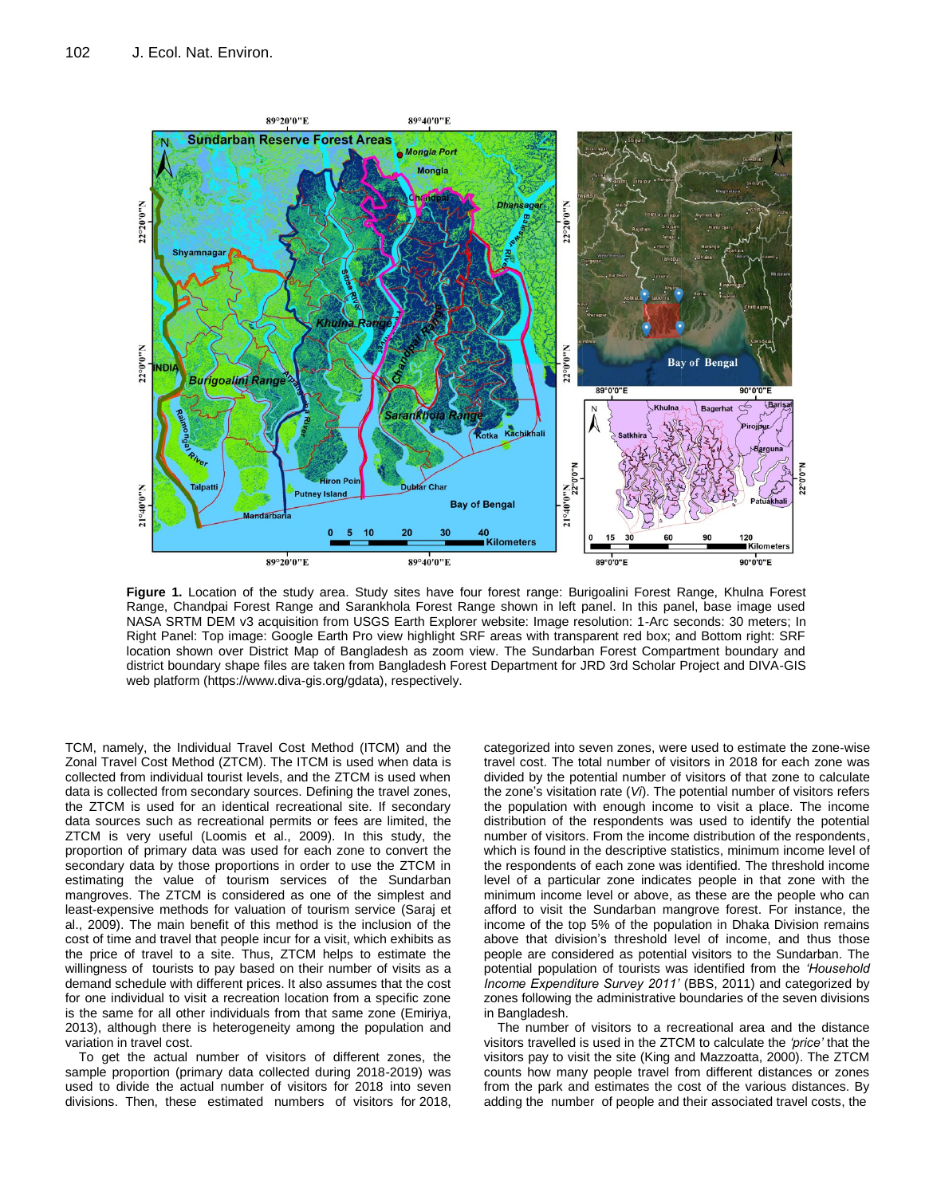Figure 1. Location of the study area. Study sites have four forest range: Burigoalini Forest Range, Khulna Forest Range, Chandpai Forest Range and Sarankhola Forest Range shown in left panel. In this panel, base image used NASA SRTM DEM v3 acquisition from USGS Earth Explorer website: Image resolution: 1-Arc seconds: 30 meters; In Right Panel: Top image: Google Earth Pro view highlight SRF areas with transparent red box; and Bottom right: SRF location shown over District Map of Bangladesh as zoom view. The Sundarban Forest Compartment boundary and district boundary shape files are taken from Bangladesh Forest Department for JRD 3rd Scholar Project and DIVA-GIS web platform (https://www.diva-gis.org/gdata), respectively.

TCM, namely, the Individual Travel Cost Method (ITCM) and the Zonal Travel Cost Method (ZTCM). The ITCM is used when data is collected from individual tourist levels, and the ZTCM is used when data is collected from secondary sources. Defining the travel zones, the ZTCM is used for an identical recreational site. If secondary data sources such as recreational permits or fees are limited, the ZTCM is very useful (Loomis et al., 2009). In this study, the proportion of primary data was used for each zone to convert the secondary data by those proportions in order to use the ZTCM in estimating the value of tourism services of the Sundarban mangroves. The ZTCM is considered as one of the simplest and least-expensive methods for valuation of tourism service (Saraj et al., 2009). The main benefit of this method is the inclusion of the cost of time and travel that people incur for a visit, which exhibits as the price of travel to a site. Thus, ZTCM helps to estimate the willingness of tourists to pay based on their number of visits as a demand schedule with different prices. It also assumes that the cost for one individual to visit a recreation location from a specific zone is the same for all other individuals from that same zone (Emiriya, 2013), although there is heterogeneity among the population and variation in travel cost.

To get the actual number of visitors of different zones, the sample proportion (primary data collected during 2018-2019) was used to divide the actual number of visitors for 2018 into seven divisions. Then, these estimated numbers of visitors for 2018, categorized into seven zones, were used to estimate the zone-wise travel cost. The total number of visitors in 2018 for each zone was divided by the potential number of visitors of that zone to calculate the zone's visitation rate (*Vi*). The potential number of visitors refers the population with enough income to visit a place. The income distribution of the respondents was used to identify the potential number of visitors. From the income distribution of the respondents, which is found in the descriptive statistics, minimum income level of the respondents of each zone was identified. The threshold income level of a particular zone indicates people in that zone with the minimum income level or above, as these are the people who can afford to visit the Sundarban mangrove forest. For instance, the income of the top 5% of the population in Dhaka Division remains above that division's threshold level of income, and thus those people are considered as potential visitors to the Sundarban. The potential population of tourists was identified from the *'Household Income Expenditure Survey 2011'* (BBS, 2011) and categorized by zones following the administrative boundaries of the seven divisions in Bangladesh.

The number of visitors to a recreational area and the distance visitors travelled is used in the ZTCM to calculate the *'price'* that the visitors pay to visit the site (King and Mazzoatta, 2000). The ZTCM counts how many people travel from different distances or zones from the park and estimates the cost of the various distances. By adding the number of people and their associated travel costs, the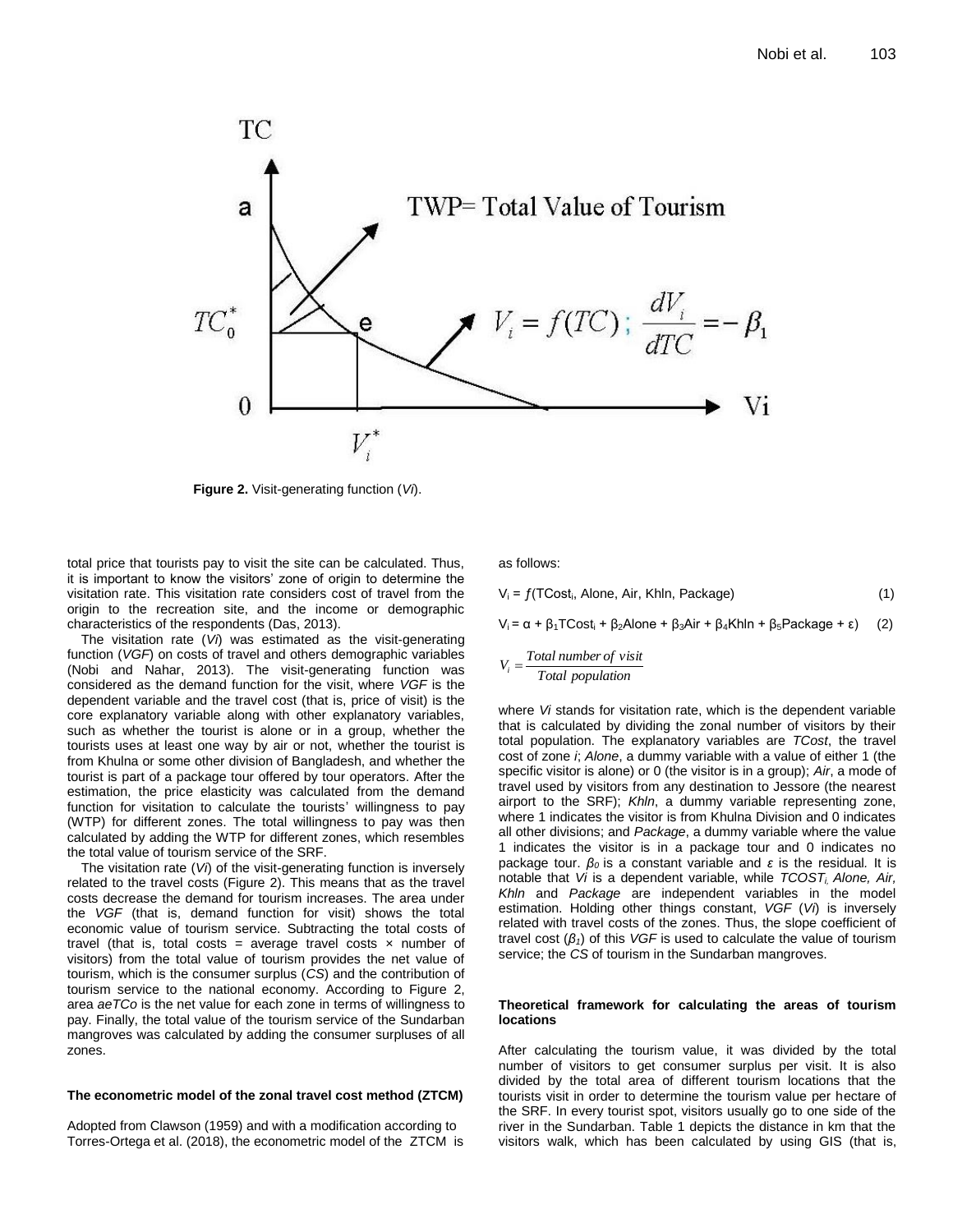**Figure 2.** Visit-generating function ($Vi$).

total price that tourists pay to visit the site can be calculated. Thus, it is important to know the visitors' zone of origin to determine the visitation rate. This visitation rate considers cost of travel from the origin to the recreation site, and the income or demographic characteristics of the respondents (Das, 2013).

The visitation rate ($Vi$) was estimated as the visit-generating function (*VGF*) on costs of travel and others demographic variables (Nobi and Nahar, 2013). The visit-generating function was considered as the demand function for the visit, where *VGF* is the dependent variable and the travel cost (that is, price of visit) is the core explanatory variable along with other explanatory variables, such as whether the tourist is alone or in a group, whether the tourists uses at least one way by air or not, whether the tourist is from Khulna or some other division of Bangladesh, and whether the tourist is part of a package tour offered by tour operators. After the estimation, the price elasticity was calculated from the demand function for visitation to calculate the tourists' willingness to pay (WTP) for different zones. The total willingness to pay was then calculated by adding the WTP for different zones, which resembles the total value of tourism service of the SRF.

The visitation rate ($Vi$) of the visit-generating function is inversely related to the travel costs (Figure 2). This means that as the travel costs decrease the demand for tourism increases. The area under the *VGF* (that is, demand function for visit) shows the total economic value of tourism service. Subtracting the total costs of travel (that is, total costs = average travel costs × number of visitors) from the total value of tourism provides the net value of tourism, which is the consumer surplus (*CS*) and the contribution of tourism service to the national economy. According to Figure 2, area *aeTCo* is the net value for each zone in terms of willingness to pay. Finally, the total value of the tourism service of the Sundarban mangroves was calculated by adding the consumer surpluses of all zones.

### The econometric model of the zonal travel cost method (ZTCM)

Adopted from Clawson (1959) and with a modification according to Torres-Ortega et al. (2018), the econometric model of the ZTCM is as follows:

$$V_i = f(TCost_i, Alone, Air, Khln, Package) \quad (1)$$

$$V_i = \alpha + \beta_1 TCost_i + \beta_2 Alone + \beta_3 Air + \beta_4 Khln + \beta_5 Package + \varepsilon \quad (2)$$

$$V_i = \frac{Total\ number\ of\ visit}{Total\ population}$$

where $Vi$ stands for visitation rate, which is the dependent variable that is calculated by dividing the zonal number of visitors by their total population. The explanatory variables are *TCost*, the travel cost of zone *i*; *Alone*, a dummy variable with a value of either 1 (the specific visitor is alone) or 0 (the visitor is in a group); *Air*, a mode of travel used by visitors from any destination to Jessore (the nearest airport to the SRF); *Khln*, a dummy variable representing zone, where 1 indicates the visitor is from Khulna Division and 0 indicates all other divisions; and *Package*, a dummy variable where the value 1 indicates the visitor is in a package tour and 0 indicates no package tour. $\beta_0$ is a constant variable and $\varepsilon$ is the residual. It is notable that $Vi$ is a dependent variable, while $TCOST_i$, *Alone, Air, Khln* and *Package* are independent variables in the model estimation. Holding other things constant, *VGF* ($Vi$) is inversely related with travel costs of the zones. Thus, the slope coefficient of travel cost ($\beta_1$) of this *VGF* is used to calculate the value of tourism service; the *CS* of tourism in the Sundarban mangroves.

### Theoretical framework for calculating the areas of tourism locations

After calculating the tourism value, it was divided by the total number of visitors to get consumer surplus per visit. It is also divided by the total area of different tourism locations that the tourists visit in order to determine the tourism value per hectare of the SRF. In every tourist spot, visitors usually go to one side of the river in the Sundarban. Table 1 depicts the distance in km that the visitors walk, which has been calculated by using GIS (that is,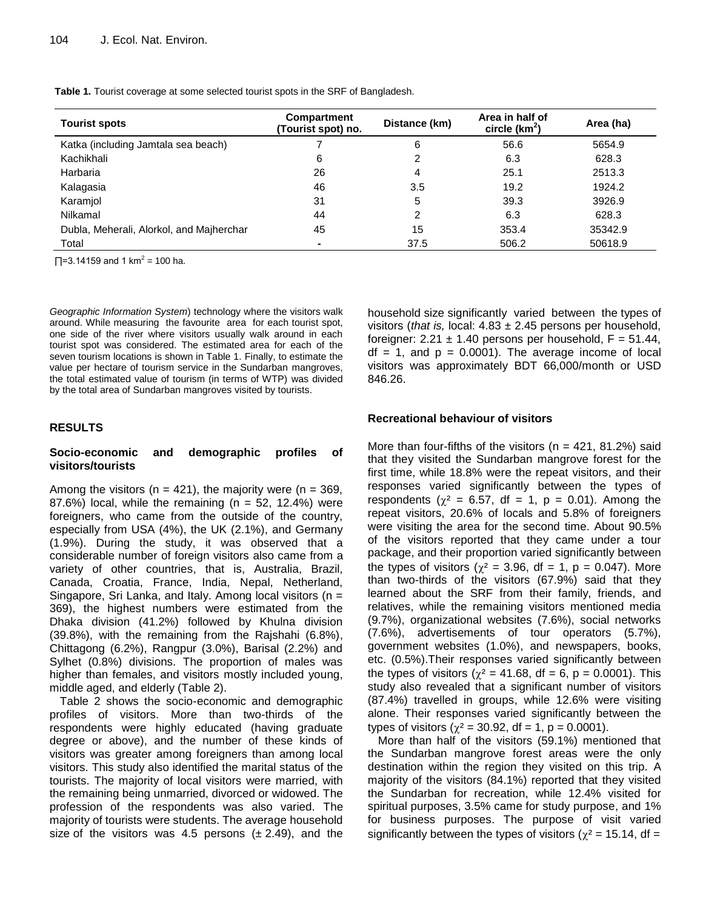**Table 1.** Tourist coverage at some selected tourist spots in the SRF of Bangladesh.

| Tourist spots | Compartment (Tourist spot) no. | Distance (km) | Area in half of circle ($km^2$) | Area (ha) |
|---|---|---|---|---|
| Katka (including Jamtala sea beach) | 7 | 6 | 56.6 | 5654.9 |
| Kachikhali | 6 | 2 | 6.3 | 628.3 |
| Harbaria | 26 | 4 | 25.1 | 2513.3 |
| Kalagasia | 46 | 3.5 | 19.2 | 1924.2 |
| Karamjol | 31 | 5 | 39.3 | 3926.9 |
| Nilkamal | 44 | 2 | 6.3 | 628.3 |
| Dubla, Meherali, Alorkol, and Majherchar | 45 | 15 | 353.4 | 35342.9 |
| Total | - | 37.5 | 506.2 | 50618.9 |

$\prod$=3.14159 and 1 $km^2$ = 100 ha.

*Geographic Information System*) technology where the visitors walk around. While measuring the favourite area for each tourist spot, one side of the river where visitors usually walk around in each tourist spot was considered. The estimated area for each of the seven tourism locations is shown in Table 1. Finally, to estimate the value per hectare of tourism service in the Sundarban mangroves, the total estimated value of tourism (in terms of WTP) was divided by the total area of Sundarban mangroves visited by tourists.

## RESULTS

### Socio-economic and demographic profiles of visitors/tourists

Among the visitors (n = 421), the majority were (n = 369, 87.6%) local, while the remaining (n = 52, 12.4%) were foreigners, who came from the outside of the country, especially from USA (4%), the UK (2.1%), and Germany (1.9%). During the study, it was observed that a considerable number of foreign visitors also came from a variety of other countries, that is, Australia, Brazil, Canada, Croatia, France, India, Nepal, Netherland, Singapore, Sri Lanka, and Italy. Among local visitors (n = 369), the highest numbers were estimated from the Dhaka division (41.2%) followed by Khulna division (39.8%), with the remaining from the Rajshahi (6.8%), Chittagong (6.2%), Rangpur (3.0%), Barisal (2.2%) and Sylhet (0.8%) divisions. The proportion of males was higher than females, and visitors mostly included young, middle aged, and elderly (Table 2).

Table 2 shows the socio-economic and demographic profiles of visitors. More than two-thirds of the respondents were highly educated (having graduate degree or above), and the number of these kinds of visitors was greater among foreigners than among local visitors. This study also identified the marital status of the tourists. The majority of local visitors were married, with the remaining being unmarried, divorced or widowed. The profession of the respondents was also varied. The majority of tourists were students. The average household size of the visitors was 4.5 persons (± 2.49), and the household size significantly varied between the types of visitors (*that is,* local: 4.83 ± 2.45 persons per household, foreigner: 2.21 ± 1.40 persons per household, F = 51.44, df = 1, and p = 0.0001). The average income of local visitors was approximately BDT 66,000/month or USD 846.26.

### Recreational behaviour of visitors

More than four-fifths of the visitors (n = 421, 81.2%) said that they visited the Sundarban mangrove forest for the first time, while 18.8% were the repeat visitors, and their responses varied significantly between the types of respondents ($\chi^2$ = 6.57, df = 1, p = 0.01). Among the repeat visitors, 20.6% of locals and 5.8% of foreigners were visiting the area for the second time. About 90.5% of the visitors reported that they came under a tour package, and their proportion varied significantly between the types of visitors ($\chi^2$ = 3.96, df = 1, p = 0.047). More than two-thirds of the visitors (67.9%) said that they learned about the SRF from their family, friends, and relatives, while the remaining visitors mentioned media (9.7%), organizational websites (7.6%), social networks (7.6%), advertisements of tour operators (5.7%), government websites (1.0%), and newspapers, books, etc. (0.5%).Their responses varied significantly between the types of visitors ($\chi^2$ = 41.68, df = 6, p = 0.0001). This study also revealed that a significant number of visitors (87.4%) travelled in groups, while 12.6% were visiting alone. Their responses varied significantly between the types of visitors ($\chi^2$ = 30.92, df = 1, p = 0.0001).

More than half of the visitors (59.1%) mentioned that the Sundarban mangrove forest areas were the only destination within the region they visited on this trip. A majority of the visitors (84.1%) reported that they visited the Sundarban for recreation, while 12.4% visited for spiritual purposes, 3.5% came for study purpose, and 1% for business purposes. The purpose of visit varied significantly between the types of visitors ($\chi^2$ = 15.14, df =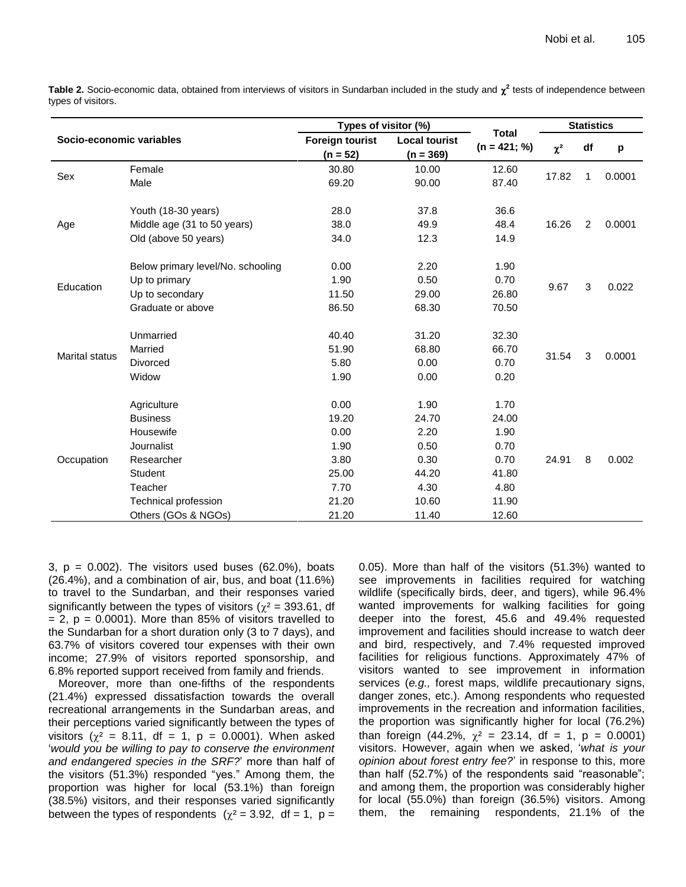**Table 2.** Socio-economic data, obtained from interviews of visitors in Sundarban included in the study and $\chi^2$ tests of independence between types of visitors.

| Socio-economic variables | | Types of visitor (%) | | Total (n = 421; %) | Statistics | | |
|---|---|---|---|---|---|---|---|
| | | Foreign tourist (n = 52) | Local tourist (n = 369) | | $\chi^2$ | df | p |
| Sex | Female | 30.80 | 10.00 | 12.60 | 17.82 | 1 | 0.0001 |
| | Male | 69.20 | 90.00 | 87.40 | | | |
| Age | Youth (18-30 years) | 28.0 | 37.8 | 36.6 | 16.26 | 2 | 0.0001 |
| | Middle age (31 to 50 years) | 38.0 | 49.9 | 48.4 | | | |
| | Old (above 50 years) | 34.0 | 12.3 | 14.9 | | | |
| Education | Below primary level/No. schooling | 0.00 | 2.20 | 1.90 | 9.67 | 3 | 0.022 |
| | Up to primary | 1.90 | 0.50 | 0.70 | | | |
| | Up to secondary | 11.50 | 29.00 | 26.80 | | | |
| | Graduate or above | 86.50 | 68.30 | 70.50 | | | |
| Marital status | Unmarried | 40.40 | 31.20 | 32.30 | 31.54 | 3 | 0.0001 |
| | Married | 51.90 | 68.80 | 66.70 | | | |
| | Divorced | 5.80 | 0.00 | 0.70 | | | |
| | Widow | 1.90 | 0.00 | 0.20 | | | |
| Occupation | Agriculture | 0.00 | 1.90 | 1.70 | 24.91 | 8 | 0.002 |
| | Business | 19.20 | 24.70 | 24.00 | | | |
| | Housewife | 0.00 | 2.20 | 1.90 | | | |
| | Journalist | 1.90 | 0.50 | 0.70 | | | |
| | Researcher | 3.80 | 0.30 | 0.70 | | | |
| | Student | 25.00 | 44.20 | 41.80 | | | |
| | Teacher | 7.70 | 4.30 | 4.80 | | | |
| | Technical profession | 21.20 | 10.60 | 11.90 | | | |
| | Others (GOs & NGOs) | 21.20 | 11.40 | 12.60 | | | |

3, $p = 0.002$). The visitors used buses (62.0%), boats (26.4%), and a combination of air, bus, and boat (11.6%) to travel to the Sundarban, and their responses varied significantly between the types of visitors ($\chi^2 = 393.61$, df = 2, $p = 0.0001$). More than 85% of visitors travelled to the Sundarban for a short duration only (3 to 7 days), and 63.7% of visitors covered tour expenses with their own income; 27.9% of visitors reported sponsorship, and 6.8% reported support received from family and friends.

Moreover, more than one-fifths of the respondents (21.4%) expressed dissatisfaction towards the overall recreational arrangements in the Sundarban areas, and their perceptions varied significantly between the types of visitors ($\chi^2 = 8.11$, df = 1, $p = 0.0001$). When asked '*would you be willing to pay to conserve the environment and endangered species in the SRF?*' more than half of the visitors (51.3%) responded "yes." Among them, the proportion was higher for local (53.1%) than foreign (38.5%) visitors, and their responses varied significantly between the types of respondents ($\chi^2 = 3.92$, df = 1, $p = 0.05$). More than half of the visitors (51.3%) wanted to see improvements in facilities required for watching wildlife (specifically birds, deer, and tigers), while 96.4% wanted improvements for walking facilities for going deeper into the forest, 45.6 and 49.4% requested improvement and facilities should increase to watch deer and bird, respectively, and 7.4% requested improved facilities for religious functions. Approximately 47% of visitors wanted to see improvement in information services (*e.g.,* forest maps, wildlife precautionary signs, danger zones, etc.). Among respondents who requested improvements in the recreation and information facilities, the proportion was significantly higher for local (76.2%) than foreign (44.2%, $\chi^2 = 23.14$, df = 1, $p = 0.0001$) visitors. However, again when we asked, '*what is your opinion about forest entry fee?*' in response to this, more than half (52.7%) of the respondents said "reasonable"; and among them, the proportion was considerably higher for local (55.0%) than foreign (36.5%) visitors. Among them, the remaining respondents, 21.1% of the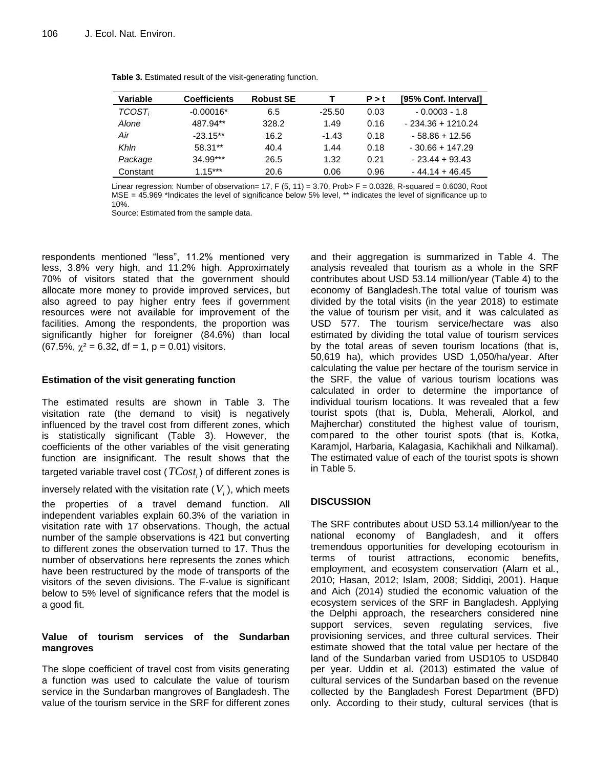**Table 3.** Estimated result of the visit-generating function.

| Variable | Coefficients | Robust SE | T | P > t | [95% Conf. Interval] |
|---|---|---|---|---|---|
| $TCOST_i$ | -0.00016* | 6.5 | -25.50 | 0.03 | - 0.0003 - 1.8 |
| *Alone* | 487.94** | 328.2 | 1.49 | 0.16 | - 234.36 + 1210.24 |
| *Air* | -23.15** | 16.2 | -1.43 | 0.18 | - 58.86 + 12.56 |
| *Khln* | 58.31** | 40.4 | 1.44 | 0.18 | - 30.66 + 147.29 |
| *Package* | 34.99*** | 26.5 | 1.32 | 0.21 | - 23.44 + 93.43 |
| Constant | 1.15*** | 20.6 | 0.06 | 0.96 | - 44.14 + 46.45 |

Linear regression: Number of observation= 17, F (5, 11) = 3.70, Prob> F = 0.0328, R-squared = 0.6030, Root MSE = 45.969 *Indicates the level of significance below 5% level, ** indicates the level of significance up to 10%.

Source: Estimated from the sample data.

respondents mentioned "less", 11.2% mentioned very less, 3.8% very high, and 11.2% high. Approximately 70% of visitors stated that the government should allocate more money to provide improved services, but also agreed to pay higher entry fees if government resources were not available for improvement of the facilities. Among the respondents, the proportion was significantly higher for foreigner (84.6%) than local (67.5%, $\chi^2 = 6.32$, df = 1, p = 0.01) visitors.

### Estimation of the visit generating function

The estimated results are shown in Table 3. The visitation rate (the demand to visit) is negatively influenced by the travel cost from different zones, which is statistically significant (Table 3). However, the coefficients of the other variables of the visit generating function are insignificant. The result shows that the targeted variable travel cost ($TCost_i$) of different zones is inversely related with the visitation rate ($V_i$), which meets the properties of a travel demand function. All independent variables explain 60.3% of the variation in visitation rate with 17 observations. Though, the actual number of the sample observations is 421 but converting to different zones the observation turned to 17. Thus the number of observations here represents the zones which have been restructured by the mode of transports of the visitors of the seven divisions. The F-value is significant below to 5% level of significance refers that the model is a good fit.

### Value of tourism services of the Sundarban mangroves

The slope coefficient of travel cost from visits generating a function was used to calculate the value of tourism service in the Sundarban mangroves of Bangladesh. The value of the tourism service in the SRF for different zones and their aggregation is summarized in Table 4. The analysis revealed that tourism as a whole in the SRF contributes about USD 53.14 million/year (Table 4) to the economy of Bangladesh.The total value of tourism was divided by the total visits (in the year 2018) to estimate the value of tourism per visit, and it was calculated as USD 577. The tourism service/hectare was also estimated by dividing the total value of tourism services by the total areas of seven tourism locations (that is, 50,619 ha), which provides USD 1,050/ha/year. After calculating the value per hectare of the tourism service in the SRF, the value of various tourism locations was calculated in order to determine the importance of individual tourism locations. It was revealed that a few tourist spots (that is, Dubla, Meherali, Alorkol, and Majherchar) constituted the highest value of tourism, compared to the other tourist spots (that is, Kotka, Karamjol, Harbaria, Kalagasia, Kachikhali and Nilkamal). The estimated value of each of the tourist spots is shown in Table 5.

## DISCUSSION

The SRF contributes about USD 53.14 million/year to the national economy of Bangladesh, and it offers tremendous opportunities for developing ecotourism in terms of tourist attractions, economic benefits, employment, and ecosystem conservation (Alam et al., 2010; Hasan, 2012; Islam, 2008; Siddiqi, 2001). Haque and Aich (2014) studied the economic valuation of the ecosystem services of the SRF in Bangladesh. Applying the Delphi approach, the researchers considered nine support services, seven regulating services, five provisioning services, and three cultural services. Their estimate showed that the total value per hectare of the land of the Sundarban varied from USD105 to USD840 per year. Uddin et al. (2013) estimated the value of cultural services of the Sundarban based on the revenue collected by the Bangladesh Forest Department (BFD) only. According to their study, cultural services (that is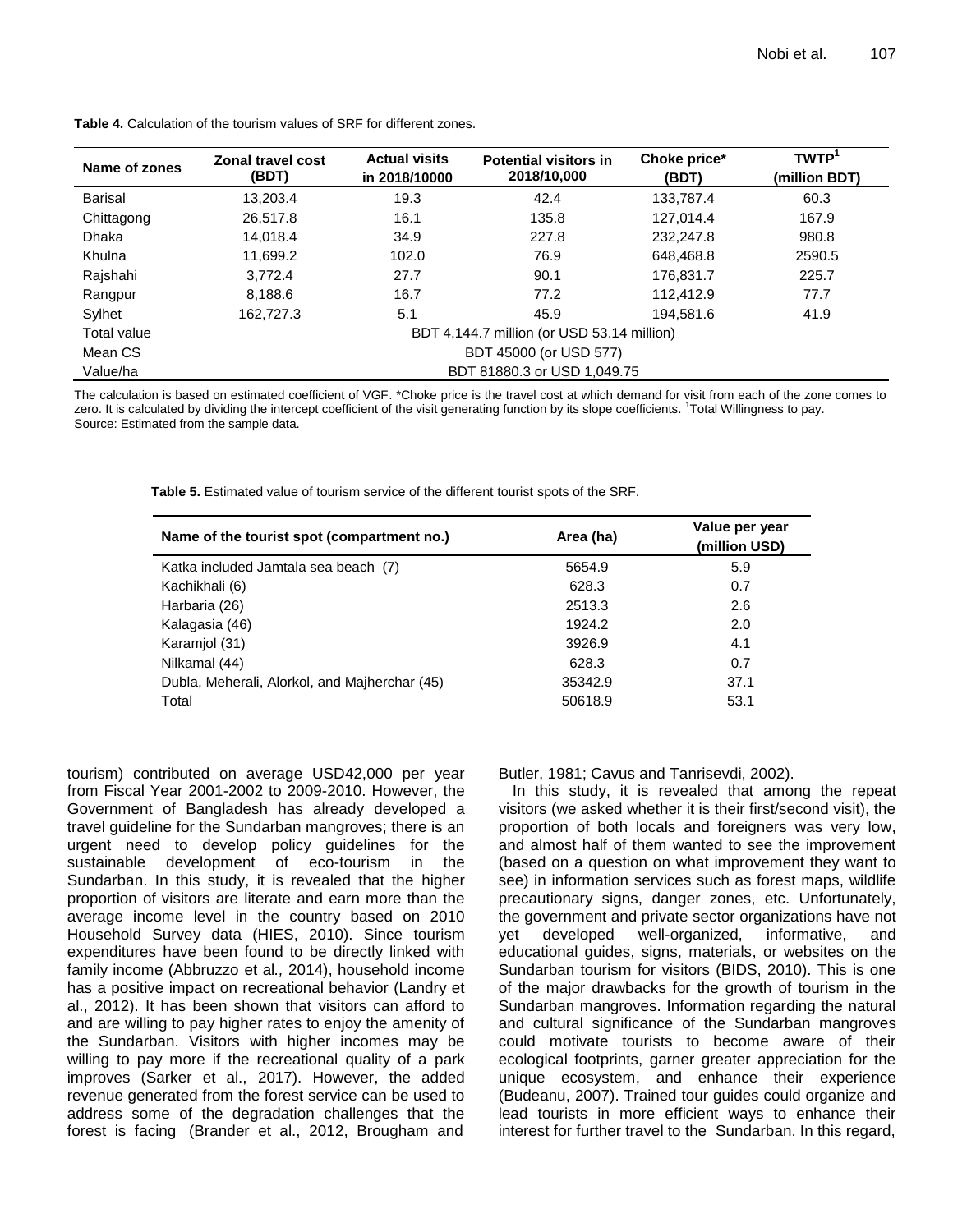**Table 4.** Calculation of the tourism values of SRF for different zones.

| Name of zones | Zonal travel cost (BDT) | Actual visits in 2018/10000 | Potential visitors in 2018/10,000 | Choke price* (BDT) | TWTP[1] (million BDT) |
|---|---|---|---|---|---|
| Barisal | 13,203.4 | 19.3 | 42.4 | 133,787.4 | 60.3 |
| Chittagong | 26,517.8 | 16.1 | 135.8 | 127,014.4 | 167.9 |
| Dhaka | 14,018.4 | 34.9 | 227.8 | 232,247.8 | 980.8 |
| Khulna | 11,699.2 | 102.0 | 76.9 | 648,468.8 | 2590.5 |
| Rajshahi | 3,772.4 | 27.7 | 90.1 | 176,831.7 | 225.7 |
| Rangpur | 8,188.6 | 16.7 | 77.2 | 112,412.9 | 77.7 |
| Sylhet | 162,727.3 | 5.1 | 45.9 | 194,581.6 | 41.9 |
| Total value | BDT 4,144.7 million (or USD 53.14 million) | | | | |
| Mean CS | BDT 45000 (or USD 577) | | | | |
| Value/ha | BDT 81880.3 or USD 1,049.75 | | | | |

The calculation is based on estimated coefficient of VGF. *Choke price is the travel cost at which demand for visit from each of the zone comes to zero. It is calculated by dividing the intercept coefficient of the visit generating function by its slope coefficients. [1]Total Willingness to pay.
Source: Estimated from the sample data.

**Table 5.** Estimated value of tourism service of the different tourist spots of the SRF.

| Name of the tourist spot (compartment no.) | Area (ha) | Value per year (million USD) |
|---|---|---|
| Katka included Jamtala sea beach (7) | 5654.9 | 5.9 |
| Kachikhali (6) | 628.3 | 0.7 |
| Harbaria (26) | 2513.3 | 2.6 |
| Kalagasia (46) | 1924.2 | 2.0 |
| Karamjol (31) | 3926.9 | 4.1 |
| Nilkamal (44) | 628.3 | 0.7 |
| Dubla, Meherali, Alorkol, and Majherchar (45) | 35342.9 | 37.1 |
| Total | 50618.9 | 53.1 |

tourism) contributed on average USD42,000 per year from Fiscal Year 2001-2002 to 2009-2010. However, the Government of Bangladesh has already developed a travel guideline for the Sundarban mangroves; there is an urgent need to develop policy guidelines for the sustainable development of eco-tourism in the Sundarban. In this study, it is revealed that the higher proportion of visitors are literate and earn more than the average income level in the country based on 2010 Household Survey data (HIES, 2010). Since tourism expenditures have been found to be directly linked with family income (Abbruzzo et al*.,* 2014), household income has a positive impact on recreational behavior (Landry et al., 2012). It has been shown that visitors can afford to and are willing to pay higher rates to enjoy the amenity of the Sundarban. Visitors with higher incomes may be willing to pay more if the recreational quality of a park improves (Sarker et al., 2017). However, the added revenue generated from the forest service can be used to address some of the degradation challenges that the forest is facing (Brander et al., 2012, Brougham and Butler, 1981; Cavus and Tanrisevdi, 2002).

In this study, it is revealed that among the repeat visitors (we asked whether it is their first/second visit), the proportion of both locals and foreigners was very low, and almost half of them wanted to see the improvement (based on a question on what improvement they want to see) in information services such as forest maps, wildlife precautionary signs, danger zones, etc. Unfortunately, the government and private sector organizations have not yet developed well-organized, informative, and educational guides, signs, materials, or websites on the Sundarban tourism for visitors (BIDS, 2010). This is one of the major drawbacks for the growth of tourism in the Sundarban mangroves. Information regarding the natural and cultural significance of the Sundarban mangroves could motivate tourists to become aware of their ecological footprints, garner greater appreciation for the unique ecosystem, and enhance their experience (Budeanu, 2007). Trained tour guides could organize and lead tourists in more efficient ways to enhance their interest for further travel to the Sundarban. In this regard,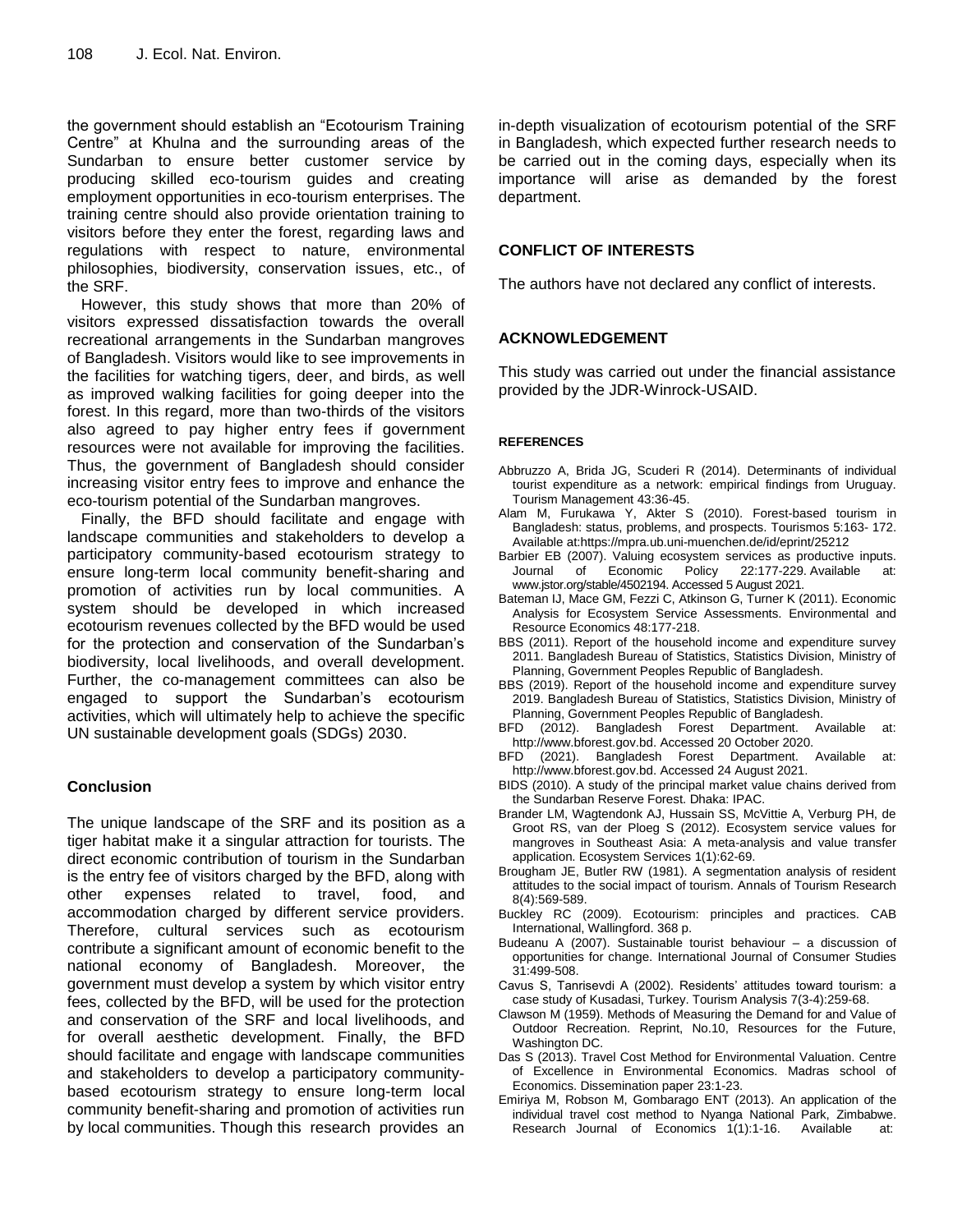the government should establish an "Ecotourism Training Centre" at Khulna and the surrounding areas of the Sundarban to ensure better customer service by producing skilled eco-tourism guides and creating employment opportunities in eco-tourism enterprises. The training centre should also provide orientation training to visitors before they enter the forest, regarding laws and regulations with respect to nature, environmental philosophies, biodiversity, conservation issues, etc., of the SRF.

However, this study shows that more than 20% of visitors expressed dissatisfaction towards the overall recreational arrangements in the Sundarban mangroves of Bangladesh. Visitors would like to see improvements in the facilities for watching tigers, deer, and birds, as well as improved walking facilities for going deeper into the forest. In this regard, more than two-thirds of the visitors also agreed to pay higher entry fees if government resources were not available for improving the facilities. Thus, the government of Bangladesh should consider increasing visitor entry fees to improve and enhance the eco-tourism potential of the Sundarban mangroves.

Finally, the BFD should facilitate and engage with landscape communities and stakeholders to develop a participatory community-based ecotourism strategy to ensure long-term local community benefit-sharing and promotion of activities run by local communities. A system should be developed in which increased ecotourism revenues collected by the BFD would be used for the protection and conservation of the Sundarban's biodiversity, local livelihoods, and overall development. Further, the co-management committees can also be engaged to support the Sundarban's ecotourism activities, which will ultimately help to achieve the specific UN sustainable development goals (SDGs) 2030.

## Conclusion

The unique landscape of the SRF and its position as a tiger habitat make it a singular attraction for tourists. The direct economic contribution of tourism in the Sundarban is the entry fee of visitors charged by the BFD, along with other expenses related to travel, food, and accommodation charged by different service providers. Therefore, cultural services such as ecotourism contribute a significant amount of economic benefit to the national economy of Bangladesh. Moreover, the government must develop a system by which visitor entry fees, collected by the BFD, will be used for the protection and conservation of the SRF and local livelihoods, and for overall aesthetic development. Finally, the BFD should facilitate and engage with landscape communities and stakeholders to develop a participatory community-based ecotourism strategy to ensure long-term local community benefit-sharing and promotion of activities run by local communities. Though this research provides an in-depth visualization of ecotourism potential of the SRF in Bangladesh, which expected further research needs to be carried out in the coming days, especially when its importance will arise as demanded by the forest department.

## CONFLICT OF INTERESTS

The authors have not declared any conflict of interests.

## ACKNOWLEDGEMENT

This study was carried out under the financial assistance provided by the JDR-Winrock-USAID.

## REFERENCES

Abbruzzo A, Brida JG, Scuderi R (2014). Determinants of individual tourist expenditure as a network: empirical findings from Uruguay. Tourism Management 43:36-45.

Alam M, Furukawa Y, Akter S (2010). Forest-based tourism in Bangladesh: status, problems, and prospects. Tourismos 5:163- 172. Available at:https://mpra.ub.uni-muenchen.de/id/eprint/25212

Barbier EB (2007). Valuing ecosystem services as productive inputs. Journal of Economic Policy 22:177-229. Available at: www.jstor.org/stable/4502194. Accessed 5 August 2021.

Bateman IJ, Mace GM, Fezzi C, Atkinson G, Turner K (2011). Economic Analysis for Ecosystem Service Assessments. Environmental and Resource Economics 48:177-218.

BBS (2011). Report of the household income and expenditure survey 2011. Bangladesh Bureau of Statistics, Statistics Division, Ministry of Planning, Government Peoples Republic of Bangladesh.

BBS (2019). Report of the household income and expenditure survey 2019. Bangladesh Bureau of Statistics, Statistics Division, Ministry of Planning, Government Peoples Republic of Bangladesh.

BFD (2012). Bangladesh Forest Department. Available at: http://www.bforest.gov.bd. Accessed 20 October 2020.

BFD (2021). Bangladesh Forest Department. Available at: http://www.bforest.gov.bd. Accessed 24 August 2021.

BIDS (2010). A study of the principal market value chains derived from the Sundarban Reserve Forest. Dhaka: IPAC.

Brander LM, Wagtendonk AJ, Hussain SS, McVittie A, Verburg PH, de Groot RS, van der Ploeg S (2012). Ecosystem service values for mangroves in Southeast Asia: A meta-analysis and value transfer application. Ecosystem Services 1(1):62-69.

Brougham JE, Butler RW (1981). A segmentation analysis of resident attitudes to the social impact of tourism. Annals of Tourism Research 8(4):569-589.

Buckley RC (2009). Ecotourism: principles and practices. CAB International, Wallingford. 368 p.

Budeanu A (2007). Sustainable tourist behaviour – a discussion of opportunities for change. International Journal of Consumer Studies 31:499-508.

Cavus S, Tanrisevdi A (2002). Residents' attitudes toward tourism: a case study of Kusadasi, Turkey. Tourism Analysis 7(3-4):259-68.

Clawson M (1959). Methods of Measuring the Demand for and Value of Outdoor Recreation. Reprint, No.10, Resources for the Future, Washington DC.

Das S (2013). Travel Cost Method for Environmental Valuation. Centre of Excellence in Environmental Economics. Madras school of Economics. Dissemination paper 23:1-23.

Emiriya M, Robson M, Gombarago ENT (2013). An application of the individual travel cost method to Nyanga National Park, Zimbabwe. Research Journal of Economics 1(1):1-16. Available at: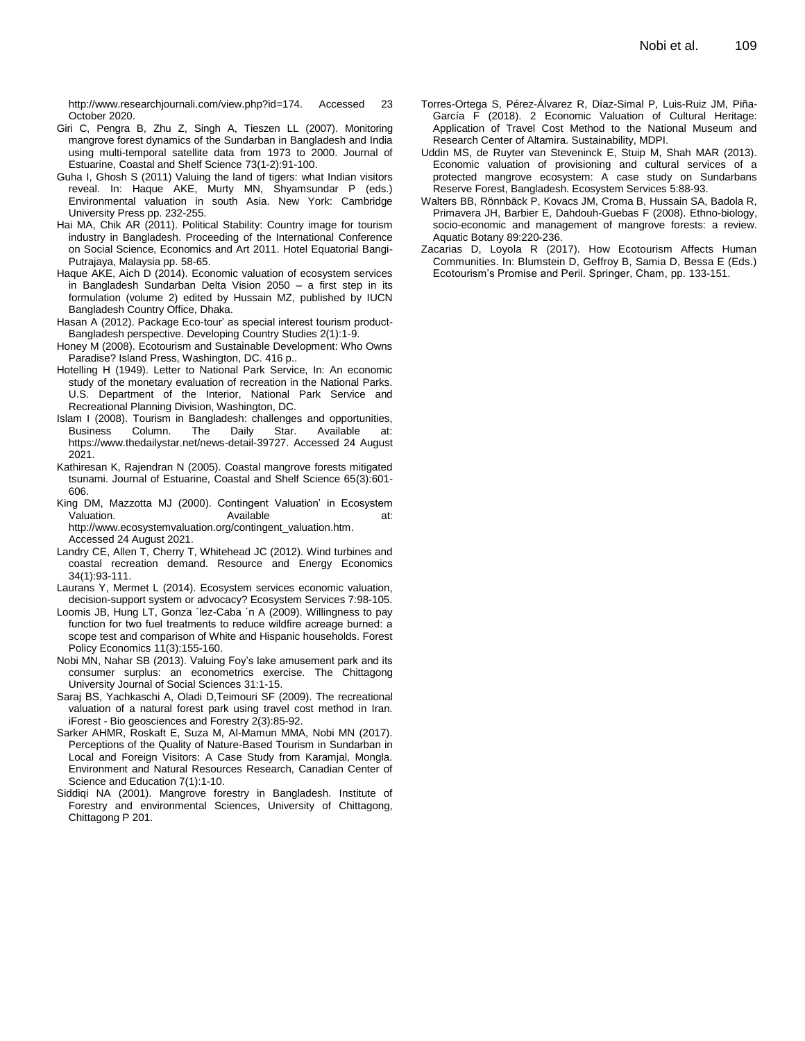http://www.researchjournali.com/view.php?id=174. Accessed 23 October 2020.

Giri C, Pengra B, Zhu Z, Singh A, Tieszen LL (2007). Monitoring mangrove forest dynamics of the Sundarban in Bangladesh and India using multi-temporal satellite data from 1973 to 2000. Journal of Estuarine, Coastal and Shelf Science 73(1-2):91-100.

Guha I, Ghosh S (2011) Valuing the land of tigers: what Indian visitors reveal. In: Haque AKE, Murty MN, Shyamsundar P (eds.) Environmental valuation in south Asia. New York: Cambridge University Press pp. 232-255.

Hai MA, Chik AR (2011). Political Stability: Country image for tourism industry in Bangladesh. Proceeding of the International Conference on Social Science, Economics and Art 2011. Hotel Equatorial Bangi-Putrajaya, Malaysia pp. 58-65.

Haque AKE, Aich D (2014). Economic valuation of ecosystem services in Bangladesh Sundarban Delta Vision 2050 – a first step in its formulation (volume 2) edited by Hussain MZ, published by IUCN Bangladesh Country Office, Dhaka.

Hasan A (2012). Package Eco-tour' as special interest tourism product-Bangladesh perspective. Developing Country Studies 2(1):1-9.

Honey M (2008). Ecotourism and Sustainable Development: Who Owns Paradise? Island Press, Washington, DC. 416 p..

Hotelling H (1949). Letter to National Park Service, In: An economic study of the monetary evaluation of recreation in the National Parks. U.S. Department of the Interior, National Park Service and Recreational Planning Division, Washington, DC.

Islam I (2008). Tourism in Bangladesh: challenges and opportunities, Business Column. The Daily Star. Available at: https://www.thedailystar.net/news-detail-39727. Accessed 24 August 2021.

Kathiresan K, Rajendran N (2005). Coastal mangrove forests mitigated tsunami. Journal of Estuarine, Coastal and Shelf Science 65(3):601-606.

King DM, Mazzotta MJ (2000). Contingent Valuation' in Ecosystem Valuation. Available at: http://www.ecosystemvaluation.org/contingent_valuation.htm. Accessed 24 August 2021.

Landry CE, Allen T, Cherry T, Whitehead JC (2012). Wind turbines and coastal recreation demand. Resource and Energy Economics 34(1):93-111.

Laurans Y, Mermet L (2014). Ecosystem services economic valuation, decision-support system or advocacy? Ecosystem Services 7:98-105.

Loomis JB, Hung LT, Gonza ´lez-Caba ´n A (2009). Willingness to pay function for two fuel treatments to reduce wildfire acreage burned: a scope test and comparison of White and Hispanic households. Forest Policy Economics 11(3):155-160.

Nobi MN, Nahar SB (2013). Valuing Foy's lake amusement park and its consumer surplus: an econometrics exercise. The Chittagong University Journal of Social Sciences 31:1-15.

Saraj BS, Yachkaschi A, Oladi D,Teimouri SF (2009). The recreational valuation of a natural forest park using travel cost method in Iran. iForest - Bio geosciences and Forestry 2(3):85-92.

Sarker AHMR, Roskaft E, Suza M, Al-Mamun MMA, Nobi MN (2017). Perceptions of the Quality of Nature-Based Tourism in Sundarban in Local and Foreign Visitors: A Case Study from Karamjal, Mongla. Environment and Natural Resources Research, Canadian Center of Science and Education 7(1):1-10.

Siddiqi NA (2001). Mangrove forestry in Bangladesh. Institute of Forestry and environmental Sciences, University of Chittagong, Chittagong P 201.

Torres-Ortega S, Pérez-Álvarez R, Díaz-Simal P, Luis-Ruiz JM, Piña-García F (2018). 2 Economic Valuation of Cultural Heritage: Application of Travel Cost Method to the National Museum and Research Center of Altamira. Sustainability, MDPI.

Uddin MS, de Ruyter van Steveninck E, Stuip M, Shah MAR (2013). Economic valuation of provisioning and cultural services of a protected mangrove ecosystem: A case study on Sundarbans Reserve Forest, Bangladesh. Ecosystem Services 5:88-93.

Walters BB, Rönnbäck P, Kovacs JM, Croma B, Hussain SA, Badola R, Primavera JH, Barbier E, Dahdouh-Guebas F (2008). Ethno-biology, socio-economic and management of mangrove forests: a review. Aquatic Botany 89:220-236.

Zacarias D, Loyola R (2017). How Ecotourism Affects Human Communities. In: Blumstein D, Geffroy B, Samia D, Bessa E (Eds.) Ecotourism's Promise and Peril. Springer, Cham, pp. 133-151.